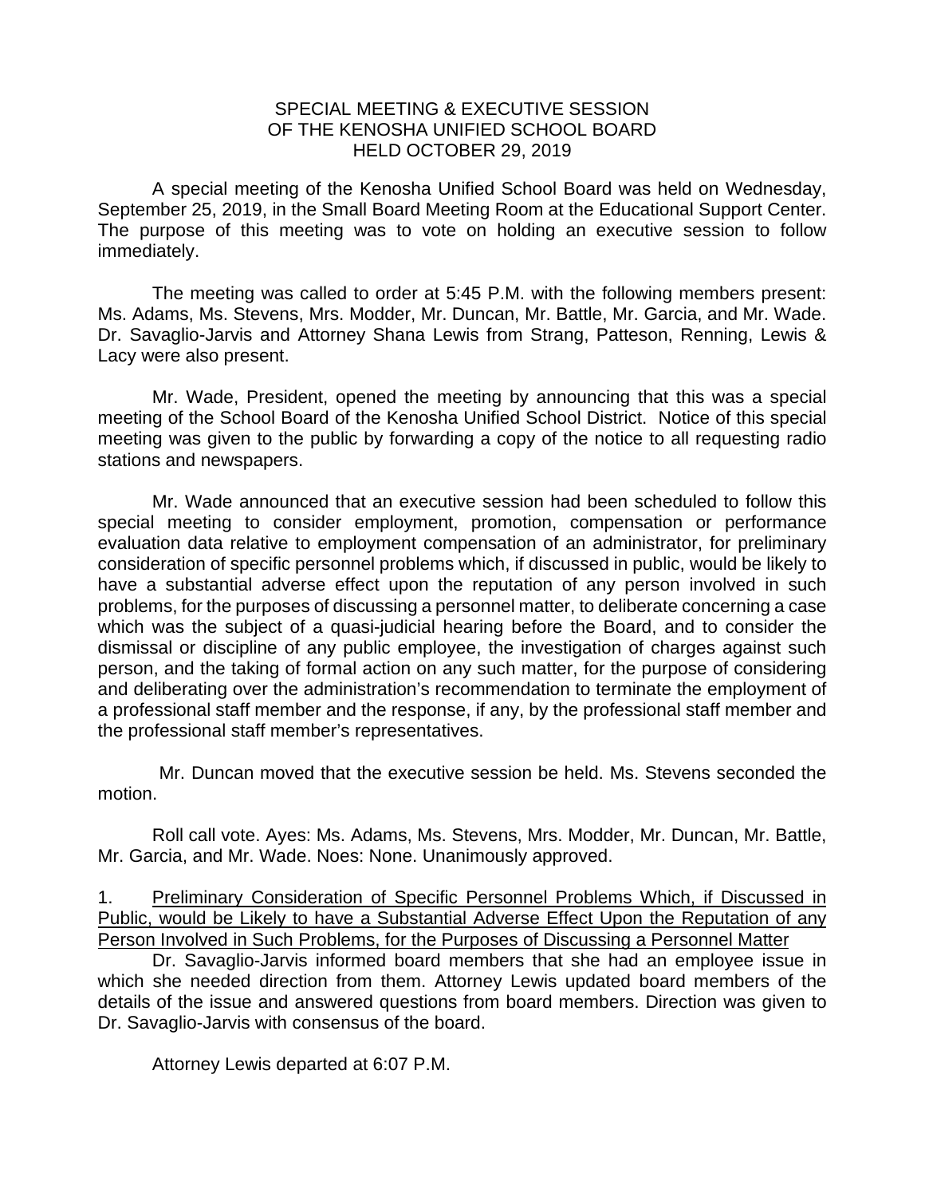# SPECIAL MEETING & EXECUTIVE SESSION
# OF THE KENOSHA UNIFIED SCHOOL BOARD
# HELD OCTOBER 29, 2019

A special meeting of the Kenosha Unified School Board was held on Wednesday, September 25, 2019, in the Small Board Meeting Room at the Educational Support Center. The purpose of this meeting was to vote on holding an executive session to follow immediately.

The meeting was called to order at 5:45 P.M. with the following members present: Ms. Adams, Ms. Stevens, Mrs. Modder, Mr. Duncan, Mr. Battle, Mr. Garcia, and Mr. Wade. Dr. Savaglio-Jarvis and Attorney Shana Lewis from Strang, Patteson, Renning, Lewis & Lacy were also present.

Mr. Wade, President, opened the meeting by announcing that this was a special meeting of the School Board of the Kenosha Unified School District. Notice of this special meeting was given to the public by forwarding a copy of the notice to all requesting radio stations and newspapers.

Mr. Wade announced that an executive session had been scheduled to follow this special meeting to consider employment, promotion, compensation or performance evaluation data relative to employment compensation of an administrator, for preliminary consideration of specific personnel problems which, if discussed in public, would be likely to have a substantial adverse effect upon the reputation of any person involved in such problems, for the purposes of discussing a personnel matter, to deliberate concerning a case which was the subject of a quasi-judicial hearing before the Board, and to consider the dismissal or discipline of any public employee, the investigation of charges against such person, and the taking of formal action on any such matter, for the purpose of considering and deliberating over the administration's recommendation to terminate the employment of a professional staff member and the response, if any, by the professional staff member and the professional staff member's representatives.

Mr. Duncan moved that the executive session be held. Ms. Stevens seconded the motion.

Roll call vote. Ayes: Ms. Adams, Ms. Stevens, Mrs. Modder, Mr. Duncan, Mr. Battle, Mr. Garcia, and Mr. Wade. Noes: None. Unanimously approved.

1. Preliminary Consideration of Specific Personnel Problems Which, if Discussed in Public, would be Likely to have a Substantial Adverse Effect Upon the Reputation of any Person Involved in Such Problems, for the Purposes of Discussing a Personnel Matter

Dr. Savaglio-Jarvis informed board members that she had an employee issue in which she needed direction from them. Attorney Lewis updated board members of the details of the issue and answered questions from board members. Direction was given to Dr. Savaglio-Jarvis with consensus of the board.

Attorney Lewis departed at 6:07 P.M.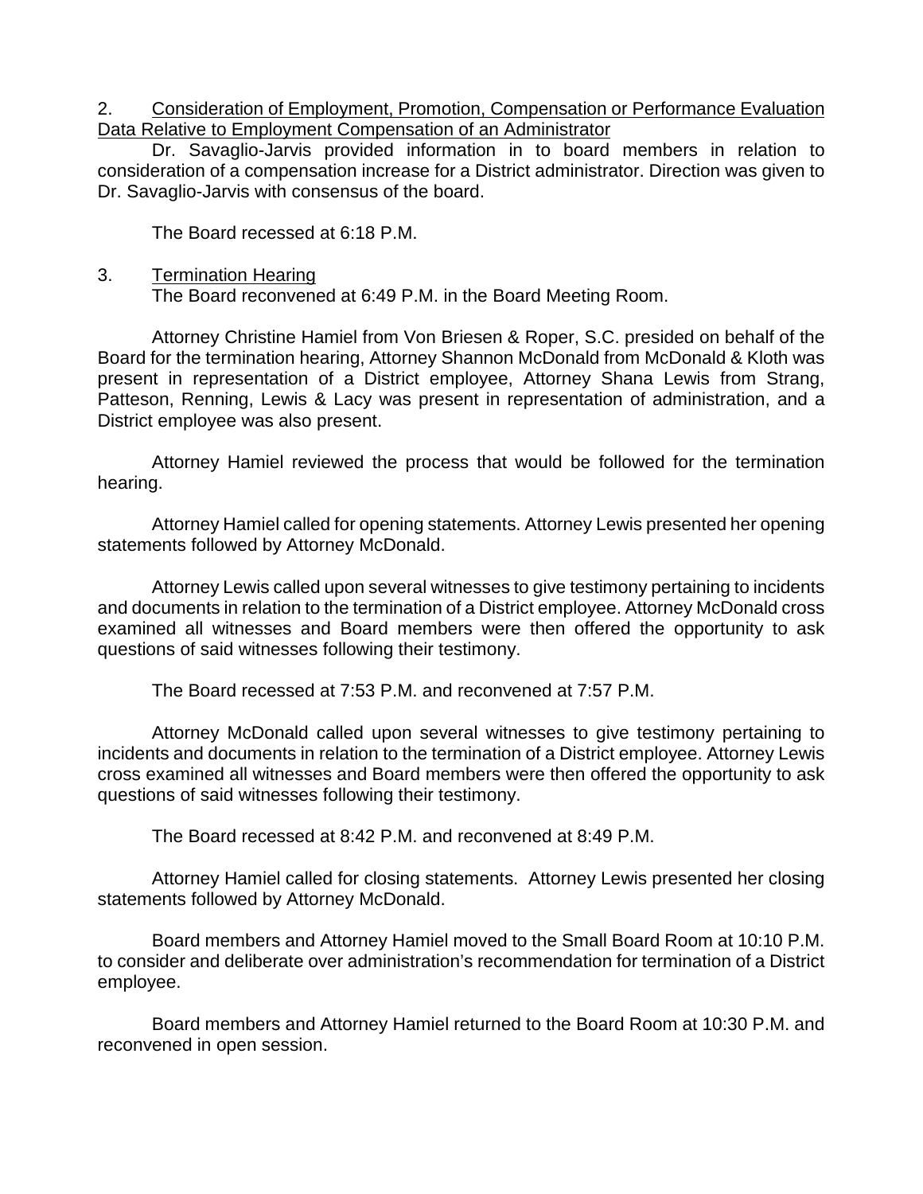2. Consideration of Employment, Promotion, Compensation or Performance Evaluation Data Relative to Employment Compensation of an Administrator

Dr. Savaglio-Jarvis provided information in to board members in relation to consideration of a compensation increase for a District administrator. Direction was given to Dr. Savaglio-Jarvis with consensus of the board.

The Board recessed at 6:18 P.M.

3. Termination Hearing

The Board reconvened at 6:49 P.M. in the Board Meeting Room.

Attorney Christine Hamiel from Von Briesen & Roper, S.C. presided on behalf of the Board for the termination hearing, Attorney Shannon McDonald from McDonald & Kloth was present in representation of a District employee, Attorney Shana Lewis from Strang, Patteson, Renning, Lewis & Lacy was present in representation of administration, and a District employee was also present.

Attorney Hamiel reviewed the process that would be followed for the termination hearing.

Attorney Hamiel called for opening statements. Attorney Lewis presented her opening statements followed by Attorney McDonald.

Attorney Lewis called upon several witnesses to give testimony pertaining to incidents and documents in relation to the termination of a District employee. Attorney McDonald cross examined all witnesses and Board members were then offered the opportunity to ask questions of said witnesses following their testimony.

The Board recessed at 7:53 P.M. and reconvened at 7:57 P.M.

Attorney McDonald called upon several witnesses to give testimony pertaining to incidents and documents in relation to the termination of a District employee. Attorney Lewis cross examined all witnesses and Board members were then offered the opportunity to ask questions of said witnesses following their testimony.

The Board recessed at 8:42 P.M. and reconvened at 8:49 P.M.

Attorney Hamiel called for closing statements. Attorney Lewis presented her closing statements followed by Attorney McDonald.

Board members and Attorney Hamiel moved to the Small Board Room at 10:10 P.M. to consider and deliberate over administration's recommendation for termination of a District employee.

Board members and Attorney Hamiel returned to the Board Room at 10:30 P.M. and reconvened in open session.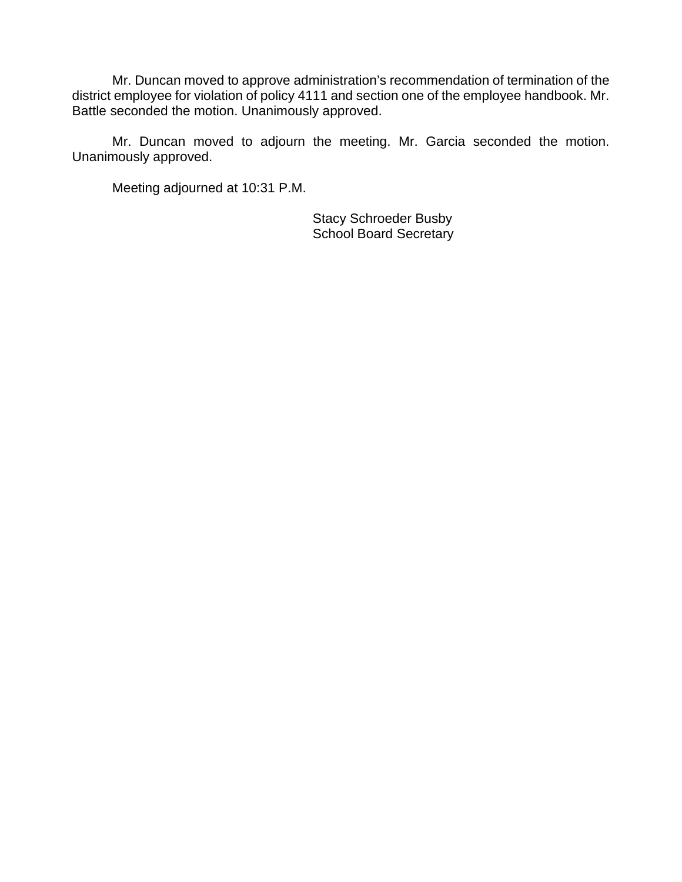Mr. Duncan moved to approve administration's recommendation of termination of the district employee for violation of policy 4111 and section one of the employee handbook. Mr. Battle seconded the motion. Unanimously approved.

Mr. Duncan moved to adjourn the meeting. Mr. Garcia seconded the motion. Unanimously approved.

Meeting adjourned at 10:31 P.M.

Stacy Schroeder Busby
School Board Secretary